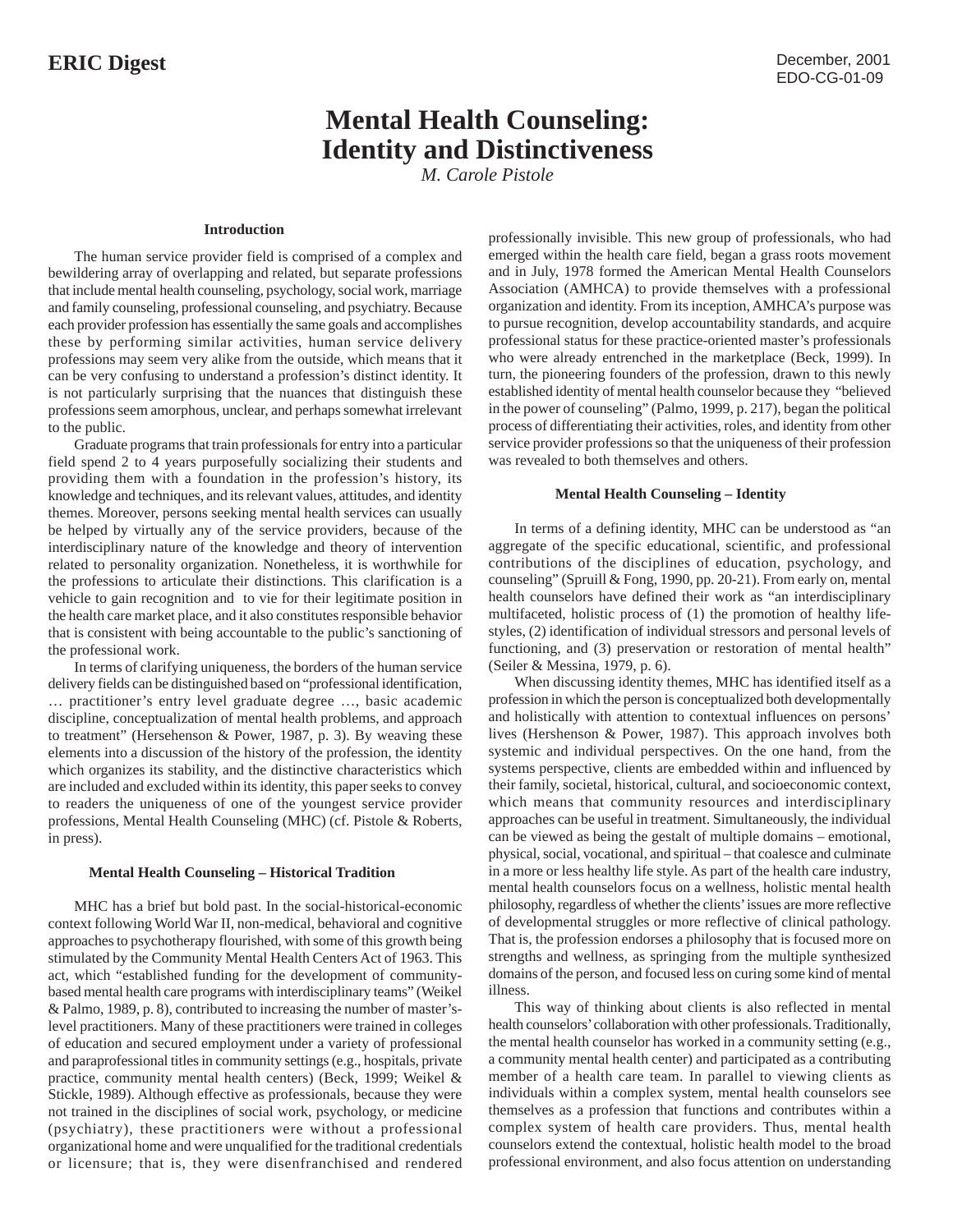ERIC Digest

December, 2001
EDO-CG-01-09

# Mental Health Counseling: Identity and Distinctiveness

*M. Carole Pistole*

## Introduction

The human service provider field is comprised of a complex and bewildering array of overlapping and related, but separate professions that include mental health counseling, psychology, social work, marriage and family counseling, professional counseling, and psychiatry. Because each provider profession has essentially the same goals and accomplishes these by performing similar activities, human service delivery professions may seem very alike from the outside, which means that it can be very confusing to understand a profession's distinct identity. It is not particularly surprising that the nuances that distinguish these professions seem amorphous, unclear, and perhaps somewhat irrelevant to the public.

Graduate programs that train professionals for entry into a particular field spend 2 to 4 years purposefully socializing their students and providing them with a foundation in the profession's history, its knowledge and techniques, and its relevant values, attitudes, and identity themes. Moreover, persons seeking mental health services can usually be helped by virtually any of the service providers, because of the interdisciplinary nature of the knowledge and theory of intervention related to personality organization. Nonetheless, it is worthwhile for the professions to articulate their distinctions. This clarification is a vehicle to gain recognition and to vie for their legitimate position in the health care market place, and it also constitutes responsible behavior that is consistent with being accountable to the public's sanctioning of the professional work.

In terms of clarifying uniqueness, the borders of the human service delivery fields can be distinguished based on "professional identification, … practitioner's entry level graduate degree …, basic academic discipline, conceptualization of mental health problems, and approach to treatment" (Hersehenson & Power, 1987, p. 3). By weaving these elements into a discussion of the history of the profession, the identity which organizes its stability, and the distinctive characteristics which are included and excluded within its identity, this paper seeks to convey to readers the uniqueness of one of the youngest service provider professions, Mental Health Counseling (MHC) (cf. Pistole & Roberts, in press).

## Mental Health Counseling – Historical Tradition

MHC has a brief but bold past. In the social-historical-economic context following World War II, non-medical, behavioral and cognitive approaches to psychotherapy flourished, with some of this growth being stimulated by the Community Mental Health Centers Act of 1963. This act, which "established funding for the development of community-based mental health care programs with interdisciplinary teams" (Weikel & Palmo, 1989, p. 8), contributed to increasing the number of master's-level practitioners. Many of these practitioners were trained in colleges of education and secured employment under a variety of professional and paraprofessional titles in community settings (e.g., hospitals, private practice, community mental health centers) (Beck, 1999; Weikel & Stickle, 1989). Although effective as professionals, because they were not trained in the disciplines of social work, psychology, or medicine (psychiatry), these practitioners were without a professional organizational home and were unqualified for the traditional credentials or licensure; that is, they were disenfranchised and rendered professionally invisible. This new group of professionals, who had emerged within the health care field, began a grass roots movement and in July, 1978 formed the American Mental Health Counselors Association (AMHCA) to provide themselves with a professional organization and identity. From its inception, AMHCA's purpose was to pursue recognition, develop accountability standards, and acquire professional status for these practice-oriented master's professionals who were already entrenched in the marketplace (Beck, 1999). In turn, the pioneering founders of the profession, drawn to this newly established identity of mental health counselor because they "believed in the power of counseling" (Palmo, 1999, p. 217), began the political process of differentiating their activities, roles, and identity from other service provider professions so that the uniqueness of their profession was revealed to both themselves and others.

## Mental Health Counseling – Identity

In terms of a defining identity, MHC can be understood as "an aggregate of the specific educational, scientific, and professional contributions of the disciplines of education, psychology, and counseling" (Spruill & Fong, 1990, pp. 20-21). From early on, mental health counselors have defined their work as "an interdisciplinary multifaceted, holistic process of (1) the promotion of healthy life-styles, (2) identification of individual stressors and personal levels of functioning, and (3) preservation or restoration of mental health" (Seiler & Messina, 1979, p. 6).

When discussing identity themes, MHC has identified itself as a profession in which the person is conceptualized both developmentally and holistically with attention to contextual influences on persons' lives (Hershenson & Power, 1987). This approach involves both systemic and individual perspectives. On the one hand, from the systems perspective, clients are embedded within and influenced by their family, societal, historical, cultural, and socioeconomic context, which means that community resources and interdisciplinary approaches can be useful in treatment. Simultaneously, the individual can be viewed as being the gestalt of multiple domains – emotional, physical, social, vocational, and spiritual – that coalesce and culminate in a more or less healthy life style. As part of the health care industry, mental health counselors focus on a wellness, holistic mental health philosophy, regardless of whether the clients' issues are more reflective of developmental struggles or more reflective of clinical pathology. That is, the profession endorses a philosophy that is focused more on strengths and wellness, as springing from the multiple synthesized domains of the person, and focused less on curing some kind of mental illness.

This way of thinking about clients is also reflected in mental health counselors' collaboration with other professionals. Traditionally, the mental health counselor has worked in a community setting (e.g., a community mental health center) and participated as a contributing member of a health care team. In parallel to viewing clients as individuals within a complex system, mental health counselors see themselves as a profession that functions and contributes within a complex system of health care providers. Thus, mental health counselors extend the contextual, holistic health model to the broad professional environment, and also focus attention on understanding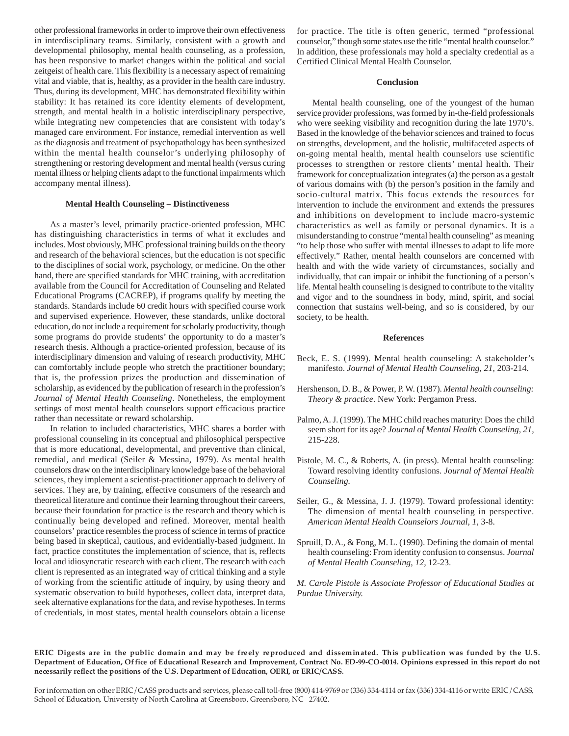other professional frameworks in order to improve their own effectiveness in interdisciplinary teams. Similarly, consistent with a growth and developmental philosophy, mental health counseling, as a profession, has been responsive to market changes within the political and social zeitgeist of health care. This flexibility is a necessary aspect of remaining vital and viable, that is, healthy, as a provider in the health care industry. Thus, during its development, MHC has demonstrated flexibility within stability: It has retained its core identity elements of development, strength, and mental health in a holistic interdisciplinary perspective, while integrating new competencies that are consistent with today's managed care environment. For instance, remedial intervention as well as the diagnosis and treatment of psychopathology has been synthesized within the mental health counselor's underlying philosophy of strengthening or restoring development and mental health (versus curing mental illness or helping clients adapt to the functional impairments which accompany mental illness).

### Mental Health Counseling – Distinctiveness

As a master's level, primarily practice-oriented profession, MHC has distinguishing characteristics in terms of what it excludes and includes. Most obviously, MHC professional training builds on the theory and research of the behavioral sciences, but the education is not specific to the disciplines of social work, psychology, or medicine. On the other hand, there are specified standards for MHC training, with accreditation available from the Council for Accreditation of Counseling and Related Educational Programs (CACREP), if programs qualify by meeting the standards. Standards include 60 credit hours with specified course work and supervised experience. However, these standards, unlike doctoral education, do not include a requirement for scholarly productivity, though some programs do provide students' the opportunity to do a master's research thesis. Although a practice-oriented profession, because of its interdisciplinary dimension and valuing of research productivity, MHC can comfortably include people who stretch the practitioner boundary; that is, the profession prizes the production and dissemination of scholarship, as evidenced by the publication of research in the profession's *Journal of Mental Health Counseling*. Nonetheless, the employment settings of most mental health counselors support efficacious practice rather than necessitate or reward scholarship.

In relation to included characteristics, MHC shares a border with professional counseling in its conceptual and philosophical perspective that is more educational, developmental, and preventive than clinical, remedial, and medical (Seiler & Messina, 1979). As mental health counselors draw on the interdisciplinary knowledge base of the behavioral sciences, they implement a scientist-practitioner approach to delivery of services. They are, by training, effective consumers of the research and theoretical literature and continue their learning throughout their careers, because their foundation for practice is the research and theory which is continually being developed and refined. Moreover, mental health counselors' practice resembles the process of science in terms of practice being based in skeptical, cautious, and evidentially-based judgment. In fact, practice constitutes the implementation of science, that is, reflects local and idiosyncratic research with each client. The research with each client is represented as an integrated way of critical thinking and a style of working from the scientific attitude of inquiry, by using theory and systematic observation to build hypotheses, collect data, interpret data, seek alternative explanations for the data, and revise hypotheses. In terms of credentials, in most states, mental health counselors obtain a license for practice. The title is often generic, termed "professional counselor," though some states use the title "mental health counselor." In addition, these professionals may hold a specialty credential as a Certified Clinical Mental Health Counselor.

### Conclusion

Mental health counseling, one of the youngest of the human service provider professions, was formed by in-the-field professionals who were seeking visibility and recognition during the late 1970's. Based in the knowledge of the behavior sciences and trained to focus on strengths, development, and the holistic, multifaceted aspects of on-going mental health, mental health counselors use scientific processes to strengthen or restore clients' mental health. Their framework for conceptualization integrates (a) the person as a gestalt of various domains with (b) the person's position in the family and socio-cultural matrix. This focus extends the resources for intervention to include the environment and extends the pressures and inhibitions on development to include macro-systemic characteristics as well as family or personal dynamics. It is a misunderstanding to construe "mental health counseling" as meaning "to help those who suffer with mental illnesses to adapt to life more effectively." Rather, mental health counselors are concerned with health and with the wide variety of circumstances, socially and individually, that can impair or inhibit the functioning of a person's life. Mental health counseling is designed to contribute to the vitality and vigor and to the soundness in body, mind, spirit, and social connection that sustains well-being, and so is considered, by our society, to be health.

### References

Beck, E. S. (1999). Mental health counseling: A stakeholder's manifesto. *Journal of Mental Health Counseling, 21,* 203-214.

Hershenson, D. B., & Power, P. W. (1987). *Mental health counseling: Theory & practice*. New York: Pergamon Press.

Palmo, A. J. (1999). The MHC child reaches maturity: Does the child seem short for its age? *Journal of Mental Health Counseling, 21,* 215-228.

Pistole, M. C., & Roberts, A. (in press). Mental health counseling: Toward resolving identity confusions. *Journal of Mental Health Counseling.*

Seiler, G., & Messina, J. J. (1979). Toward professional identity: The dimension of mental health counseling in perspective. *American Mental Health Counselors Journal, 1,* 3-8.

Spruill, D. A., & Fong, M. L. (1990). Defining the domain of mental health counseling: From identity confusion to consensus. *Journal of Mental Health Counseling, 12,* 12-23.

*M. Carole Pistole is Associate Professor of Educational Studies at Purdue University.*

**ERIC Digests are in the public domain and may be freely reproduced and disseminated. This publication was funded by the U.S. Department of Education, Office of Educational Research and Improvement, Contract No. ED-99-CO-0014. Opinions expressed in this report do not necessarily reflect the positions of the U.S. Department of Education, OERI, or ERIC/CASS.**

For information on other ERIC/CASS products and services, please call toll-free (800) 414-9769 or (336) 334-4114 or fax (336) 334-4116 or write ERIC/CASS, School of Education, University of North Carolina at Greensboro, Greensboro, NC 27402.